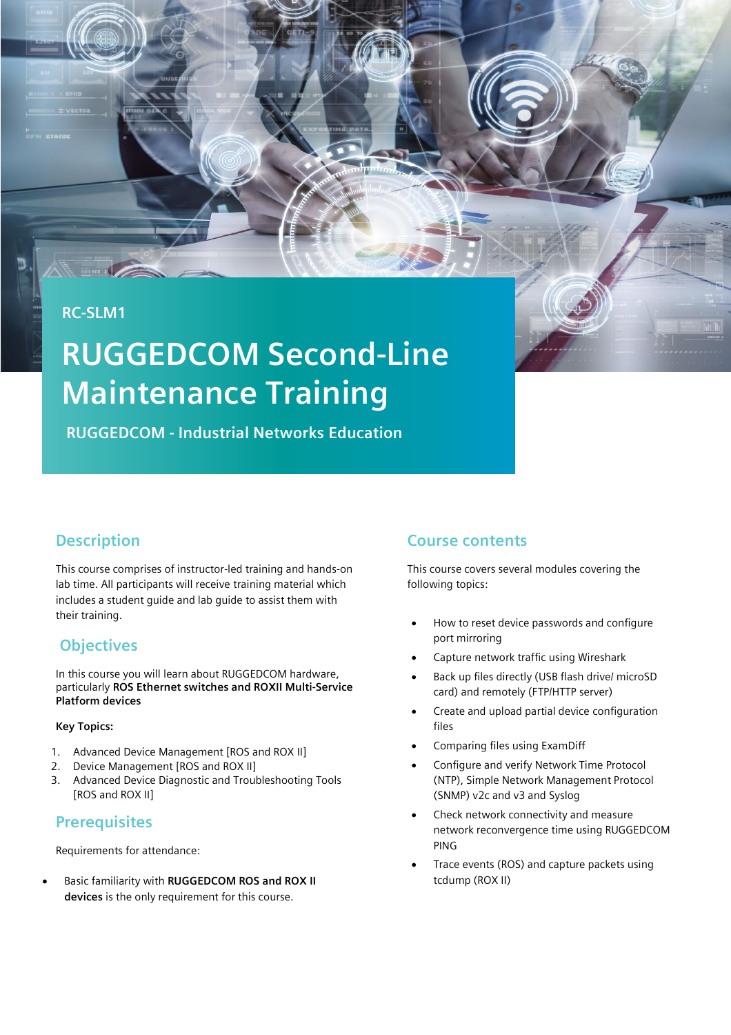RC-SLM1

# RUGGEDCOM Second-Line Maintenance Training

**RUGGEDCOM - Industrial Networks Education**

## Description

This course comprises of instructor-led training and hands-on lab time. All participants will receive training material which includes a student guide and lab guide to assist them with their training.

## Objectives

In this course you will learn about RUGGEDCOM hardware, particularly **ROS Ethernet switches and ROXII Multi-Service Platform devices**

**Key Topics:**

1. Advanced Device Management [ROS and ROX II]
2. Device Management [ROS and ROX II]
3. Advanced Device Diagnostic and Troubleshooting Tools [ROS and ROX II]

## Prerequisites

Requirements for attendance:

- Basic familiarity with **RUGGEDCOM ROS and ROX II devices** is the only requirement for this course.

## Course contents

This course covers several modules covering the following topics:

- How to reset device passwords and configure port mirroring
- Capture network traffic using Wireshark
- Back up files directly (USB flash drive/ microSD card) and remotely (FTP/HTTP server)
- Create and upload partial device configuration files
- Comparing files using ExamDiff
- Configure and verify Network Time Protocol (NTP), Simple Network Management Protocol (SNMP) v2c and v3 and Syslog
- Check network connectivity and measure network reconvergence time using RUGGEDCOM PING
- Trace events (ROS) and capture packets using tcdump (ROX II)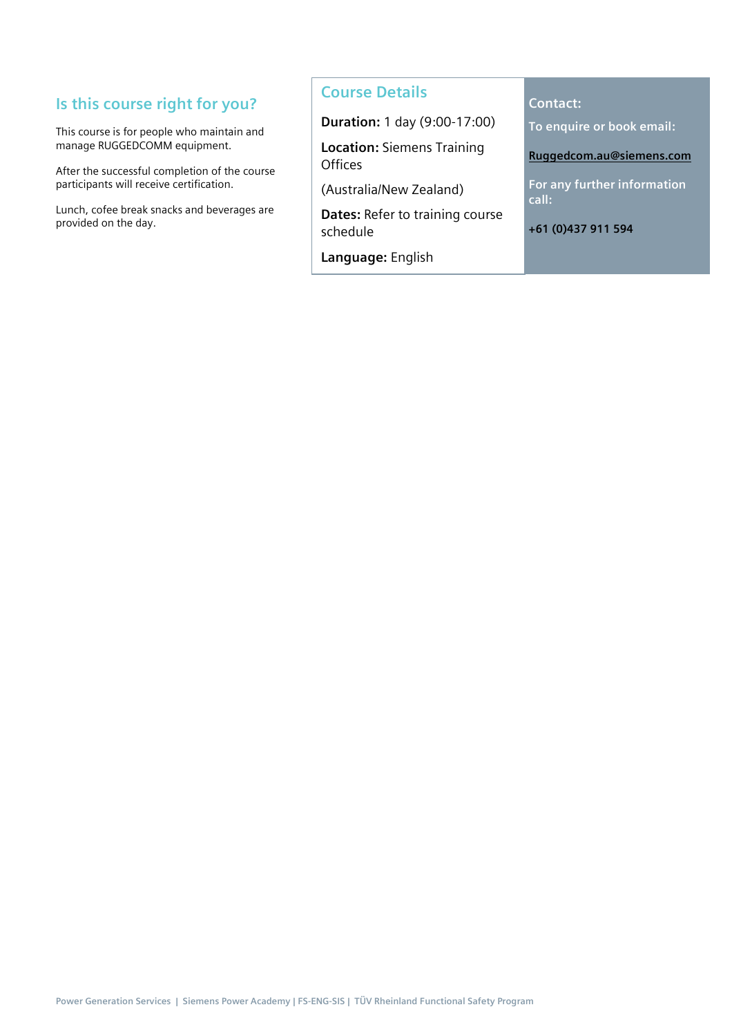## Is this course right for you?

This course is for people who maintain and manage RUGGEDCOMM equipment.

After the successful completion of the course participants will receive certification.

Lunch, cofee break snacks and beverages are provided on the day.

## Course Details

**Duration:** 1 day (9:00-17:00)

**Location:** Siemens Training Offices

(Australia/New Zealand)

**Dates:** Refer to training course schedule

**Language:** English

**Contact:**

**To enquire or book email:**

**Ruggedcom.au@siemens.com**

**For any further information call:**

**+61 (0)437 911 594**